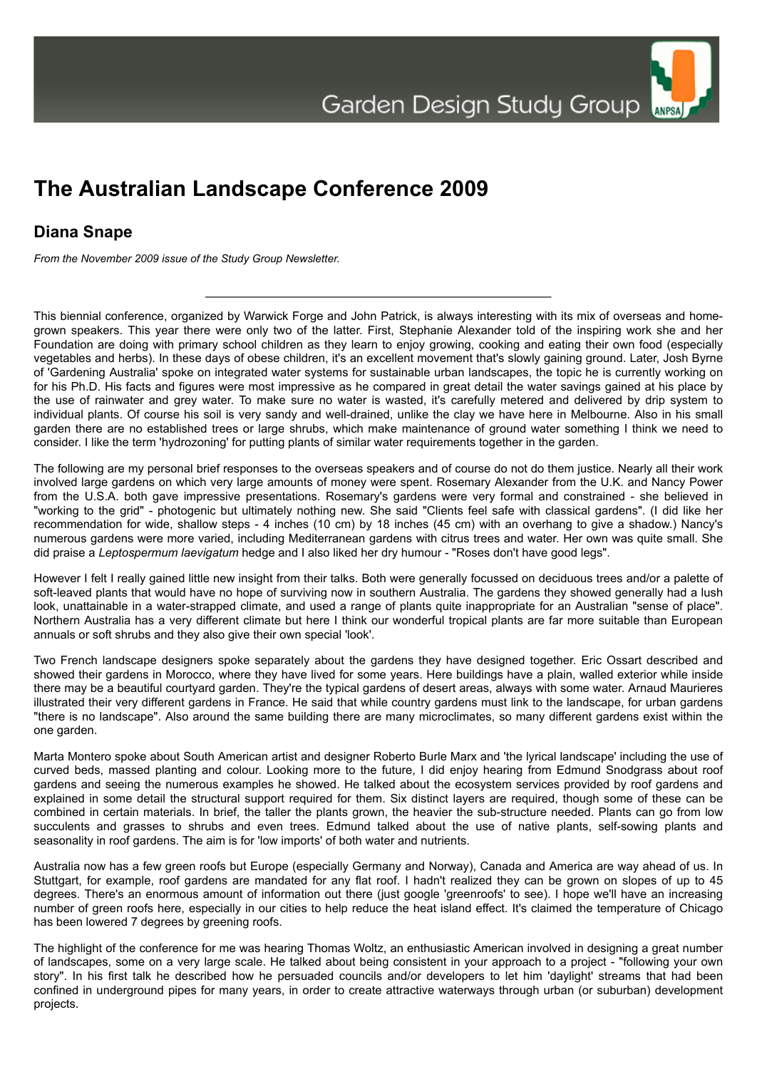Garden Design Study Group

# The Australian Landscape Conference 2009

## Diana Snape

*From the November 2009 issue of the Study Group Newsletter.*

---

This biennial conference, organized by Warwick Forge and John Patrick, is always interesting with its mix of overseas and home-grown speakers. This year there were only two of the latter. First, Stephanie Alexander told of the inspiring work she and her Foundation are doing with primary school children as they learn to enjoy growing, cooking and eating their own food (especially vegetables and herbs). In these days of obese children, it's an excellent movement that's slowly gaining ground. Later, Josh Byrne of 'Gardening Australia' spoke on integrated water systems for sustainable urban landscapes, the topic he is currently working on for his Ph.D. His facts and figures were most impressive as he compared in great detail the water savings gained at his place by the use of rainwater and grey water. To make sure no water is wasted, it's carefully metered and delivered by drip system to individual plants. Of course his soil is very sandy and well-drained, unlike the clay we have here in Melbourne. Also in his small garden there are no established trees or large shrubs, which make maintenance of ground water something I think we need to consider. I like the term 'hydrozoning' for putting plants of similar water requirements together in the garden.

The following are my personal brief responses to the overseas speakers and of course do not do them justice. Nearly all their work involved large gardens on which very large amounts of money were spent. Rosemary Alexander from the U.K. and Nancy Power from the U.S.A. both gave impressive presentations. Rosemary's gardens were very formal and constrained - she believed in "working to the grid" - photogenic but ultimately nothing new. She said "Clients feel safe with classical gardens". (I did like her recommendation for wide, shallow steps - 4 inches (10 cm) by 18 inches (45 cm) with an overhang to give a shadow.) Nancy's numerous gardens were more varied, including Mediterranean gardens with citrus trees and water. Her own was quite small. She did praise a *Leptospermum laevigatum* hedge and I also liked her dry humour - "Roses don't have good legs".

However I felt I really gained little new insight from their talks. Both were generally focussed on deciduous trees and/or a palette of soft-leaved plants that would have no hope of surviving now in southern Australia. The gardens they showed generally had a lush look, unattainable in a water-strapped climate, and used a range of plants quite inappropriate for an Australian "sense of place". Northern Australia has a very different climate but here I think our wonderful tropical plants are far more suitable than European annuals or soft shrubs and they also give their own special 'look'.

Two French landscape designers spoke separately about the gardens they have designed together. Eric Ossart described and showed their gardens in Morocco, where they have lived for some years. Here buildings have a plain, walled exterior while inside there may be a beautiful courtyard garden. They're the typical gardens of desert areas, always with some water. Arnaud Maurieres illustrated their very different gardens in France. He said that while country gardens must link to the landscape, for urban gardens "there is no landscape". Also around the same building there are many microclimates, so many different gardens exist within the one garden.

Marta Montero spoke about South American artist and designer Roberto Burle Marx and 'the lyrical landscape' including the use of curved beds, massed planting and colour. Looking more to the future, I did enjoy hearing from Edmund Snodgrass about roof gardens and seeing the numerous examples he showed. He talked about the ecosystem services provided by roof gardens and explained in some detail the structural support required for them. Six distinct layers are required, though some of these can be combined in certain materials. In brief, the taller the plants grown, the heavier the sub-structure needed. Plants can go from low succulents and grasses to shrubs and even trees. Edmund talked about the use of native plants, self-sowing plants and seasonality in roof gardens. The aim is for 'low imports' of both water and nutrients.

Australia now has a few green roofs but Europe (especially Germany and Norway), Canada and America are way ahead of us. In Stuttgart, for example, roof gardens are mandated for any flat roof. I hadn't realized they can be grown on slopes of up to 45 degrees. There's an enormous amount of information out there (just google 'greenroofs' to see). I hope we'll have an increasing number of green roofs here, especially in our cities to help reduce the heat island effect. It's claimed the temperature of Chicago has been lowered 7 degrees by greening roofs.

The highlight of the conference for me was hearing Thomas Woltz, an enthusiastic American involved in designing a great number of landscapes, some on a very large scale. He talked about being consistent in your approach to a project - "following your own story". In his first talk he described how he persuaded councils and/or developers to let him 'daylight' streams that had been confined in underground pipes for many years, in order to create attractive waterways through urban (or suburban) development projects.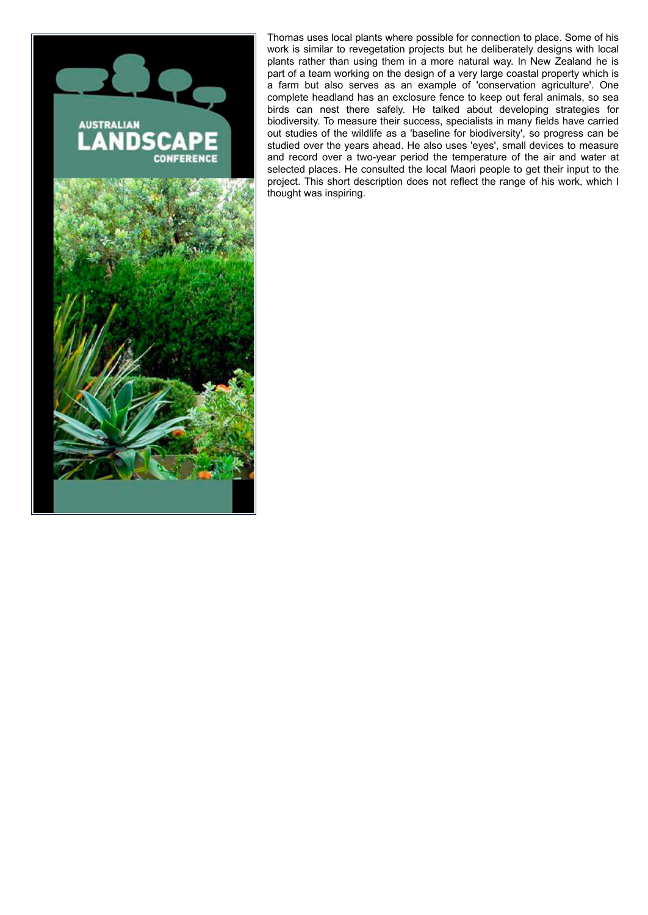Thomas uses local plants where possible for connection to place. Some of his work is similar to revegetation projects but he deliberately designs with local plants rather than using them in a more natural way. In New Zealand he is part of a team working on the design of a very large coastal property which is a farm but also serves as an example of 'conservation agriculture'. One complete headland has an exclosure fence to keep out feral animals, so sea birds can nest there safely. He talked about developing strategies for biodiversity. To measure their success, specialists in many fields have carried out studies of the wildlife as a 'baseline for biodiversity', so progress can be studied over the years ahead. He also uses 'eyes', small devices to measure and record over a two-year period the temperature of the air and water at selected places. He consulted the local Maori people to get their input to the project. This short description does not reflect the range of his work, which I thought was inspiring.